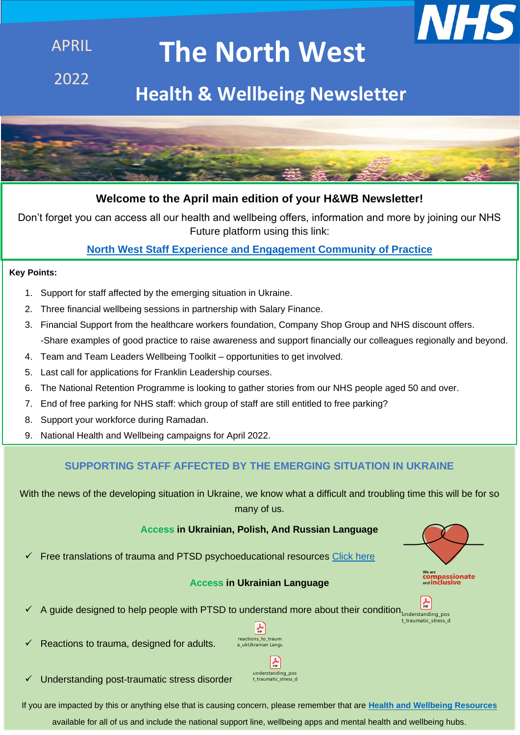APRIL

2022

# The North West

## Health & Wellbeing Newsletter

**Welcome to the April main edition of your H&WB Newsletter!**

Don't forget you can access all our health and wellbeing offers, information and more by joining our NHS Future platform using this link:

**North West Staff Experience and Engagement Community of Practice**

**Key Points:**

1. Support for staff affected by the emerging situation in Ukraine.
2. Three financial wellbeing sessions in partnership with Salary Finance.
3. Financial Support from the healthcare workers foundation, Company Shop Group and NHS discount offers.
   -Share examples of good practice to raise awareness and support financially our colleagues regionally and beyond.
4. Team and Team Leaders Wellbeing Toolkit – opportunities to get involved.
5. Last call for applications for Franklin Leadership courses.
6. The National Retention Programme is looking to gather stories from our NHS people aged 50 and over.
7. End of free parking for NHS staff: which group of staff are still entitled to free parking?
8. Support your workforce during Ramadan.
9. National Health and Wellbeing campaigns for April 2022.

## SUPPORTING STAFF AFFECTED BY THE EMERGING SITUATION IN UKRAINE

With the news of the developing situation in Ukraine, we know what a difficult and troubling time this will be for so many of us.

**Access in Ukrainian, Polish, And Russian Language**

- ✓ Free translations of trauma and PTSD psychoeducational resources Click here

We are compassionate and inclusive

**Access in Ukrainian Language**

- ✓ A guide designed to help people with PTSD to understand more about their condition. understanding_post_traumatic_stress_d
- ✓ Reactions to trauma, designed for adults. reactions_to_trauma_ukUkranian Langu
- ✓ Understanding post-traumatic stress disorder understanding_post_traumatic_stress_d

If you are impacted by this or anything else that is causing concern, please remember that are **Health and Wellbeing Resources** available for all of us and include the national support line, wellbeing apps and mental health and wellbeing hubs.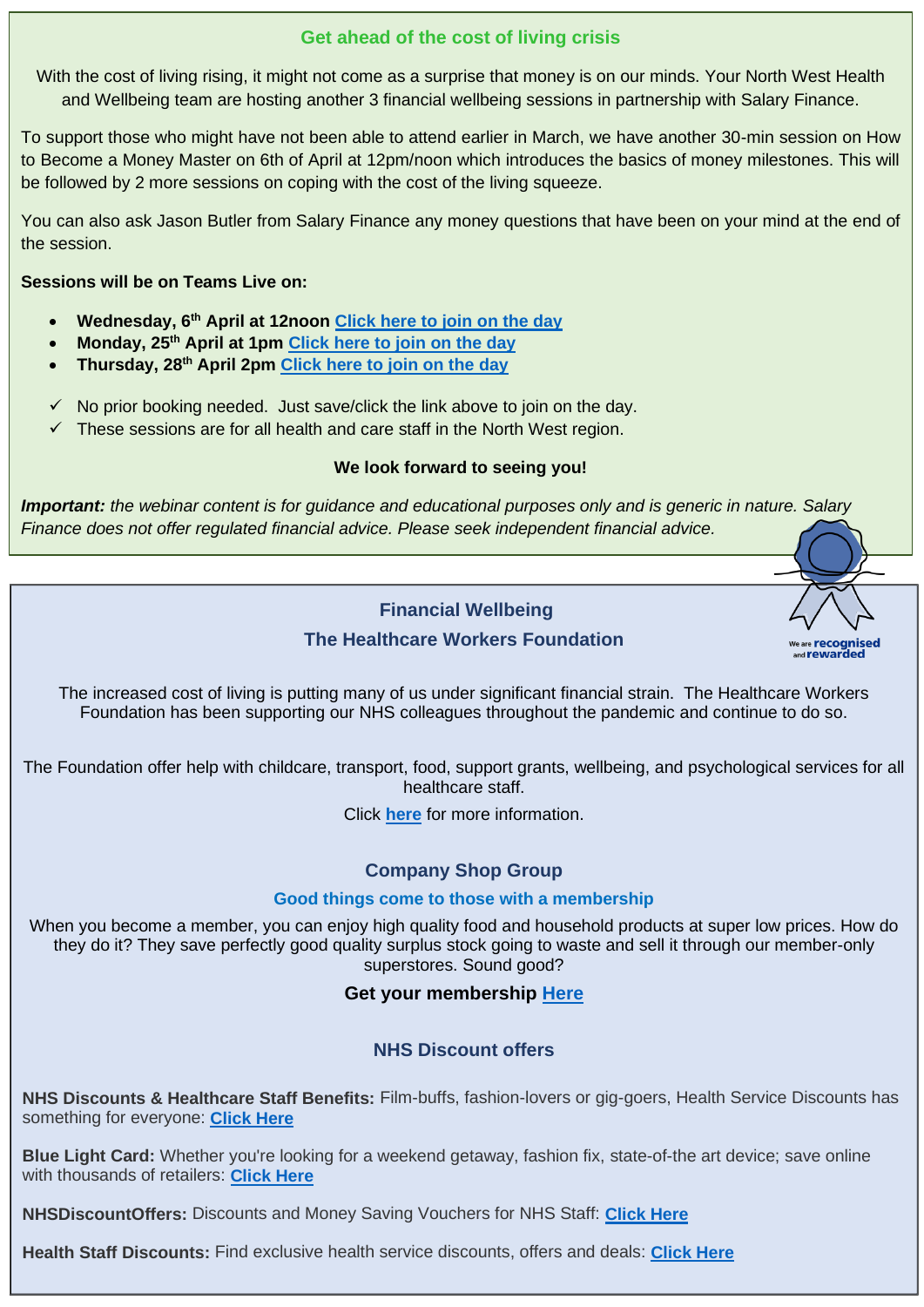## Get ahead of the cost of living crisis

With the cost of living rising, it might not come as a surprise that money is on our minds. Your North West Health and Wellbeing team are hosting another 3 financial wellbeing sessions in partnership with Salary Finance.

To support those who might have not been able to attend earlier in March, we have another 30-min session on How to Become a Money Master on 6th of April at 12pm/noon which introduces the basics of money milestones. This will be followed by 2 more sessions on coping with the cost of the living squeeze.

You can also ask Jason Butler from Salary Finance any money questions that have been on your mind at the end of the session.

**Sessions will be on Teams Live on:**

- **Wednesday, 6th April at 12noon** Click here to join on the day
- **Monday, 25th April at 1pm** Click here to join on the day
- **Thursday, 28th April 2pm** Click here to join on the day

✓ No prior booking needed. Just save/click the link above to join on the day.
✓ These sessions are for all health and care staff in the North West region.

**We look forward to seeing you!**

***Important:*** *the webinar content is for guidance and educational purposes only and is generic in nature. Salary Finance does not offer regulated financial advice. Please seek independent financial advice.*

## Financial Wellbeing

### The Healthcare Workers Foundation

We are recognised and rewarded

The increased cost of living is putting many of us under significant financial strain. The Healthcare Workers Foundation has been supporting our NHS colleagues throughout the pandemic and continue to do so.

The Foundation offer help with childcare, transport, food, support grants, wellbeing, and psychological services for all healthcare staff.

Click here for more information.

### Company Shop Group

**Good things come to those with a membership**

When you become a member, you can enjoy high quality food and household products at super low prices. How do they do it? They save perfectly good quality surplus stock going to waste and sell it through our member-only superstores. Sound good?

**Get your membership Here**

### NHS Discount offers

**NHS Discounts & Healthcare Staff Benefits:** Film-buffs, fashion-lovers or gig-goers, Health Service Discounts has something for everyone: **Click Here**

**Blue Light Card:** Whether you're looking for a weekend getaway, fashion fix, state-of-the art device; save online with thousands of retailers: **Click Here**

**NHSDiscountOffers:** Discounts and Money Saving Vouchers for NHS Staff: **Click Here**

**Health Staff Discounts:** Find exclusive health service discounts, offers and deals: **Click Here**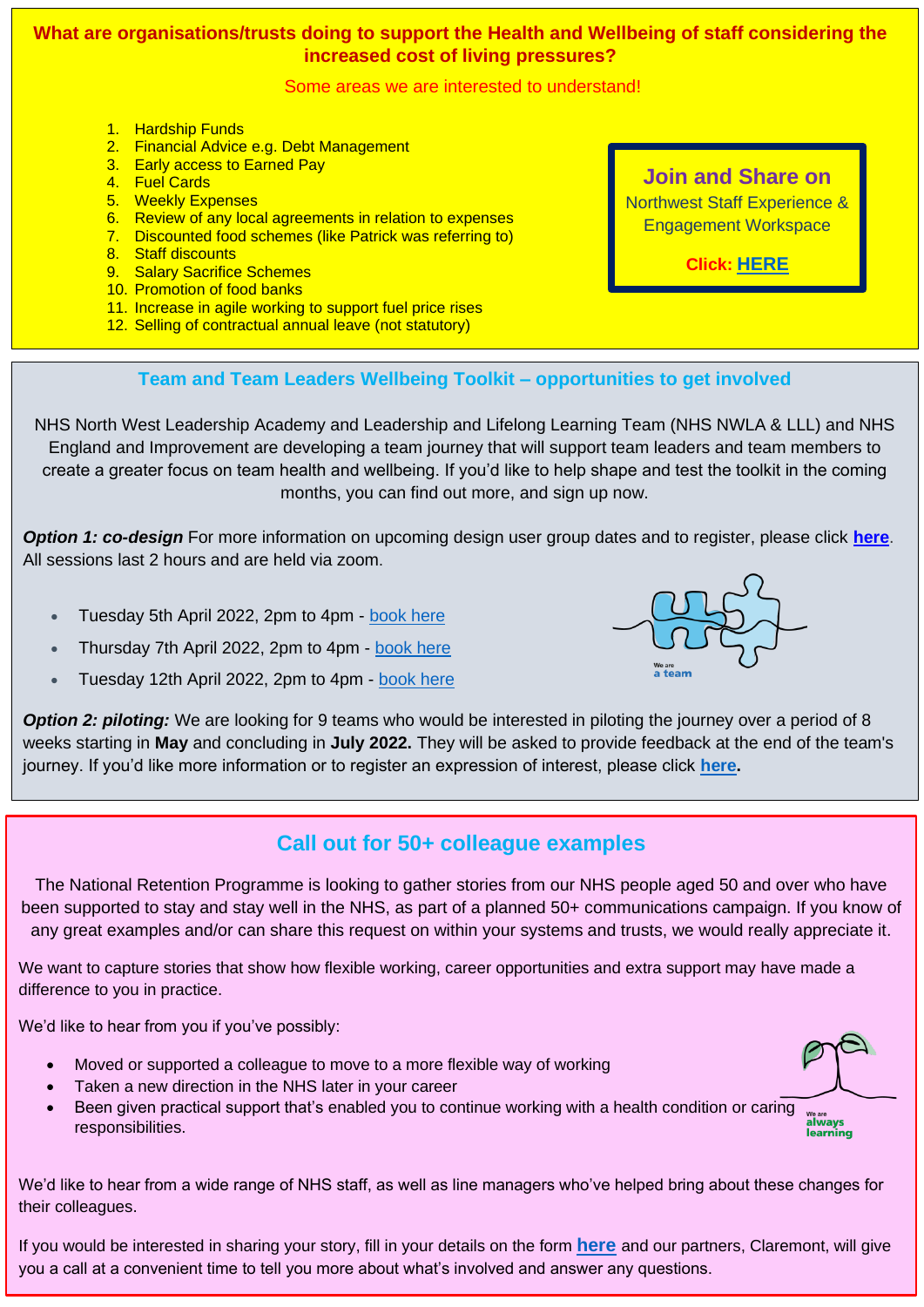## What are organisations/trusts doing to support the Health and Wellbeing of staff considering the increased cost of living pressures?

Some areas we are interested to understand!

1. Hardship Funds
2. Financial Advice e.g. Debt Management
3. Early access to Earned Pay
4. Fuel Cards
5. Weekly Expenses
6. Review of any local agreements in relation to expenses
7. Discounted food schemes (like Patrick was referring to)
8. Staff discounts
9. Salary Sacrifice Schemes
10. Promotion of food banks
11. Increase in agile working to support fuel price rises
12. Selling of contractual annual leave (not statutory)

**Join and Share on**
Northwest Staff Experience & Engagement Workspace

**Click: HERE**

## Team and Team Leaders Wellbeing Toolkit – opportunities to get involved

NHS North West Leadership Academy and Leadership and Lifelong Learning Team (NHS NWLA & LLL) and NHS England and Improvement are developing a team journey that will support team leaders and team members to create a greater focus on team health and wellbeing. If you'd like to help shape and test the toolkit in the coming months, you can find out more, and sign up now.

***Option 1: co-design*** For more information on upcoming design user group dates and to register, please click **here**. All sessions last 2 hours and are held via zoom.

- Tuesday 5th April 2022, 2pm to 4pm - book here
- Thursday 7th April 2022, 2pm to 4pm - book here
- Tuesday 12th April 2022, 2pm to 4pm - book here

We are a team

***Option 2: piloting:*** We are looking for 9 teams who would be interested in piloting the journey over a period of 8 weeks starting in **May** and concluding in **July 2022.** They will be asked to provide feedback at the end of the team's journey. If you'd like more information or to register an expression of interest, please click **here.**

## Call out for 50+ colleague examples

The National Retention Programme is looking to gather stories from our NHS people aged 50 and over who have been supported to stay and stay well in the NHS, as part of a planned 50+ communications campaign. If you know of any great examples and/or can share this request on within your systems and trusts, we would really appreciate it.

We want to capture stories that show how flexible working, career opportunities and extra support may have made a difference to you in practice.

We'd like to hear from you if you've possibly:

- Moved or supported a colleague to move to a more flexible way of working
- Taken a new direction in the NHS later in your career
- Been given practical support that's enabled you to continue working with a health condition or caring responsibilities.

We are always learning

We'd like to hear from a wide range of NHS staff, as well as line managers who've helped bring about these changes for their colleagues.

If you would be interested in sharing your story, fill in your details on the form **here** and our partners, Claremont, will give you a call at a convenient time to tell you more about what's involved and answer any questions.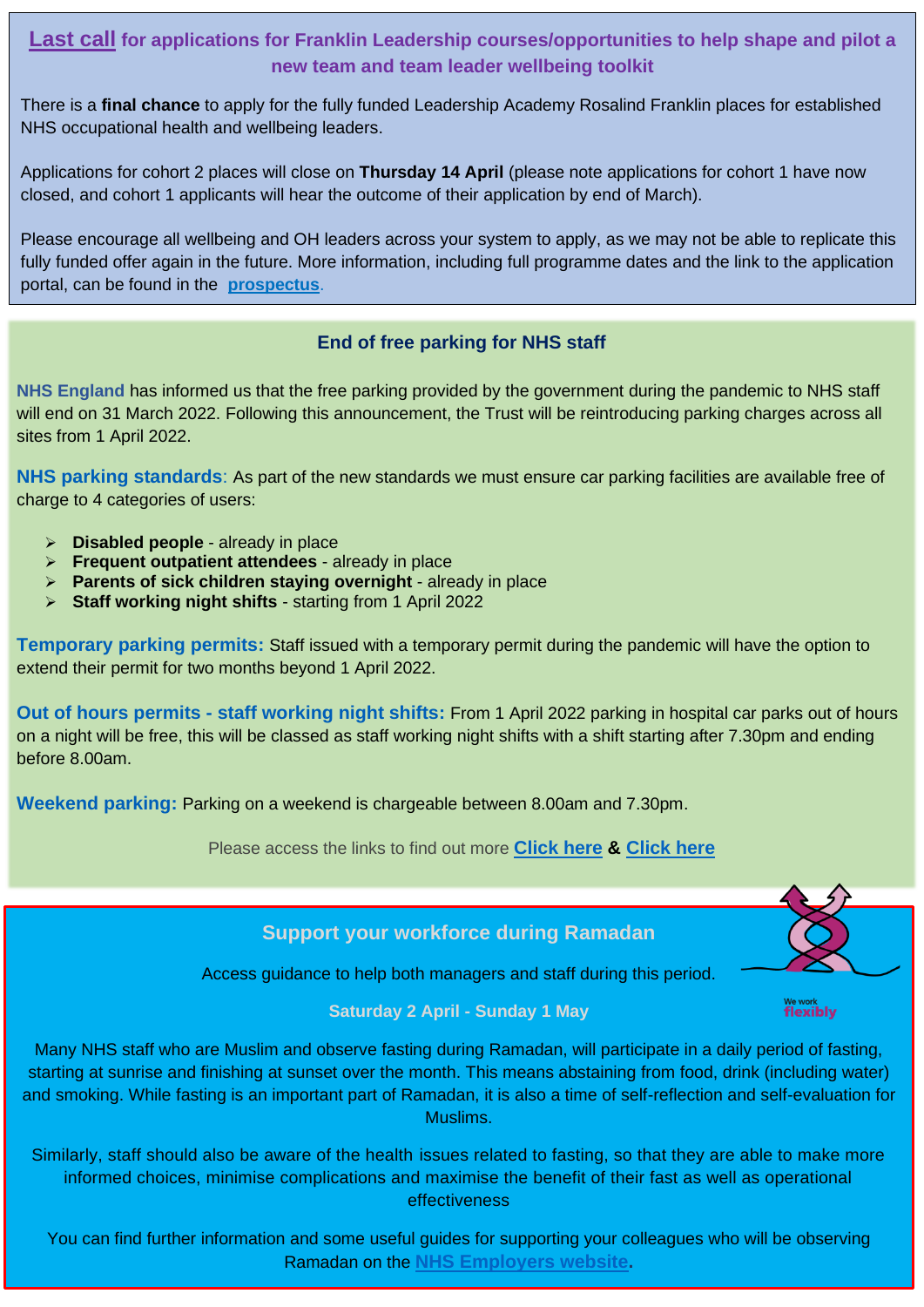## Last call for applications for Franklin Leadership courses/opportunities to help shape and pilot a new team and team leader wellbeing toolkit

There is a **final chance** to apply for the fully funded Leadership Academy Rosalind Franklin places for established NHS occupational health and wellbeing leaders.

Applications for cohort 2 places will close on **Thursday 14 April** (please note applications for cohort 1 have now closed, and cohort 1 applicants will hear the outcome of their application by end of March).

Please encourage all wellbeing and OH leaders across your system to apply, as we may not be able to replicate this fully funded offer again in the future. More information, including full programme dates and the link to the application portal, can be found in the **prospectus**.

## End of free parking for NHS staff

NHS England has informed us that the free parking provided by the government during the pandemic to NHS staff will end on 31 March 2022. Following this announcement, the Trust will be reintroducing parking charges across all sites from 1 April 2022.

**NHS parking standards**: As part of the new standards we must ensure car parking facilities are available free of charge to 4 categories of users:

- **Disabled people** - already in place
- **Frequent outpatient attendees** - already in place
- **Parents of sick children staying overnight** - already in place
- **Staff working night shifts** - starting from 1 April 2022

**Temporary parking permits:** Staff issued with a temporary permit during the pandemic will have the option to extend their permit for two months beyond 1 April 2022.

**Out of hours permits - staff working night shifts:** From 1 April 2022 parking in hospital car parks out of hours on a night will be free, this will be classed as staff working night shifts with a shift starting after 7.30pm and ending before 8.00am.

**Weekend parking:** Parking on a weekend is chargeable between 8.00am and 7.30pm.

Please access the links to find out more **Click here** & **Click here**

## Support your workforce during Ramadan

Access guidance to help both managers and staff during this period.

**Saturday 2 April - Sunday 1 May**

We work flexibly

Many NHS staff who are Muslim and observe fasting during Ramadan, will participate in a daily period of fasting, starting at sunrise and finishing at sunset over the month. This means abstaining from food, drink (including water) and smoking. While fasting is an important part of Ramadan, it is also a time of self-reflection and self-evaluation for Muslims.

Similarly, staff should also be aware of the health issues related to fasting, so that they are able to make more informed choices, minimise complications and maximise the benefit of their fast as well as operational effectiveness

You can find further information and some useful guides for supporting your colleagues who will be observing Ramadan on the **NHS Employers website**.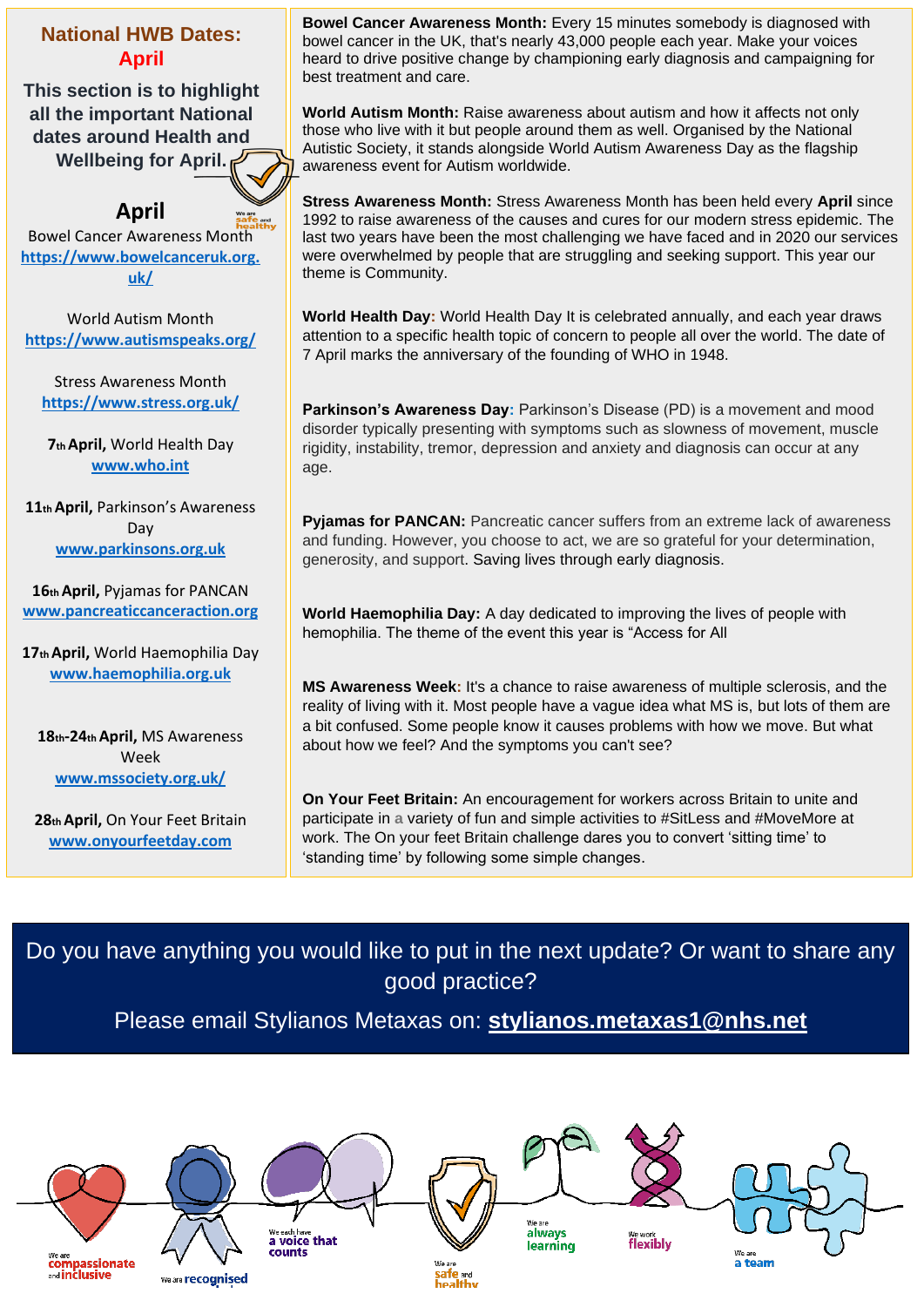## National HWB Dates: April

**This section is to highlight all the important National dates around Health and Wellbeing for April.**

### April

Bowel Cancer Awareness Month
https://www.bowelcanceruk.org.uk/

World Autism Month
https://www.autismspeaks.org/

Stress Awareness Month
https://www.stress.org.uk/

**7th April,** World Health Day
www.who.int

**11th April,** Parkinson's Awareness Day
www.parkinsons.org.uk

**16th April,** Pyjamas for PANCAN
www.pancreaticcanceraction.org

**17th April,** World Haemophilia Day
www.haemophilia.org.uk

**18th-24th April,** MS Awareness Week
www.mssociety.org.uk/

**28th April,** On Your Feet Britain
www.onyourfeetday.com

**Bowel Cancer Awareness Month:** Every 15 minutes somebody is diagnosed with bowel cancer in the UK, that's nearly 43,000 people each year. Make your voices heard to drive positive change by championing early diagnosis and campaigning for best treatment and care.

**World Autism Month:** Raise awareness about autism and how it affects not only those who live with it but people around them as well. Organised by the National Autistic Society, it stands alongside World Autism Awareness Day as the flagship awareness event for Autism worldwide.

**Stress Awareness Month:** Stress Awareness Month has been held every **April** since 1992 to raise awareness of the causes and cures for our modern stress epidemic. The last two years have been the most challenging we have faced and in 2020 our services were overwhelmed by people that are struggling and seeking support. This year our theme is Community.

**World Health Day:** World Health Day It is celebrated annually, and each year draws attention to a specific health topic of concern to people all over the world. The date of 7 April marks the anniversary of the founding of WHO in 1948.

**Parkinson's Awareness Day:** Parkinson's Disease (PD) is a movement and mood disorder typically presenting with symptoms such as slowness of movement, muscle rigidity, instability, tremor, depression and anxiety and diagnosis can occur at any age.

**Pyjamas for PANCAN:** Pancreatic cancer suffers from an extreme lack of awareness and funding. However, you choose to act, we are so grateful for your determination, generosity, and support. Saving lives through early diagnosis.

**World Haemophilia Day:** A day dedicated to improving the lives of people with hemophilia. The theme of the event this year is "Access for All

**MS Awareness Week:** It's a chance to raise awareness of multiple sclerosis, and the reality of living with it. Most people have a vague idea what MS is, but lots of them are a bit confused. Some people know it causes problems with how we move. But what about how we feel? And the symptoms you can't see?

**On Your Feet Britain:** An encouragement for workers across Britain to unite and participate in a variety of fun and simple activities to #SitLess and #MoveMore at work. The On your feet Britain challenge dares you to convert 'sitting time' to 'standing time' by following some simple changes.

Do you have anything you would like to put in the next update? Or want to share any good practice?

Please email Stylianos Metaxas on: **stylianos.metaxas1@nhs.net**

We are compassionate and inclusive · We are recognised · We each have a voice that counts · We are safe and healthy · We are always learning · We work flexibly · We are a team